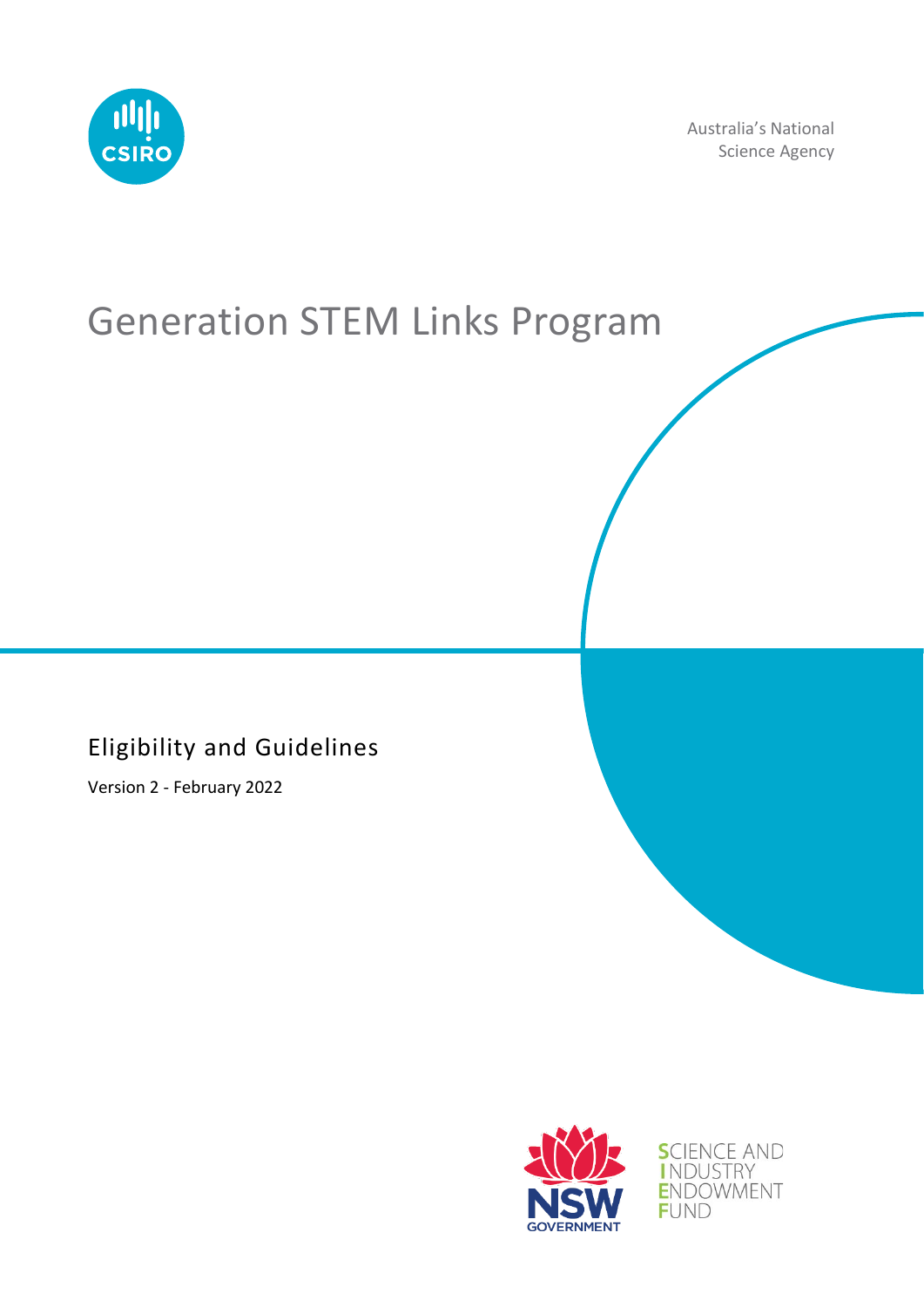Australia's National Science Agency

# Generation STEM Links Program

## Eligibility and Guidelines

Version 2 - February 2022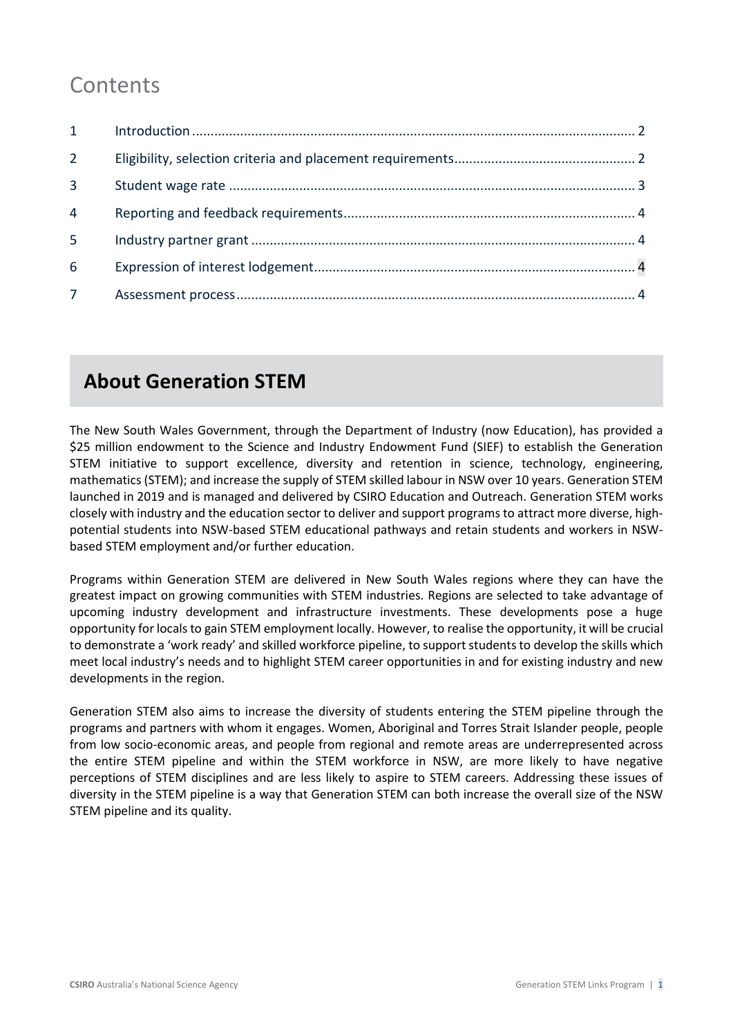# Contents

| | | |
|---|---|---|
| 1 | Introduction | 2 |
| 2 | Eligibility, selection criteria and placement requirements | 2 |
| 3 | Student wage rate | 3 |
| 4 | Reporting and feedback requirements | 4 |
| 5 | Industry partner grant | 4 |
| 6 | Expression of interest lodgement | 4 |
| 7 | Assessment process | 4 |

## About Generation STEM

The New South Wales Government, through the Department of Industry (now Education), has provided a $25 million endowment to the Science and Industry Endowment Fund (SIEF) to establish the Generation STEM initiative to support excellence, diversity and retention in science, technology, engineering, mathematics (STEM); and increase the supply of STEM skilled labour in NSW over 10 years. Generation STEM launched in 2019 and is managed and delivered by CSIRO Education and Outreach. Generation STEM works closely with industry and the education sector to deliver and support programs to attract more diverse, high-potential students into NSW-based STEM educational pathways and retain students and workers in NSW-based STEM employment and/or further education.

Programs within Generation STEM are delivered in New South Wales regions where they can have the greatest impact on growing communities with STEM industries. Regions are selected to take advantage of upcoming industry development and infrastructure investments. These developments pose a huge opportunity for locals to gain STEM employment locally. However, to realise the opportunity, it will be crucial to demonstrate a 'work ready' and skilled workforce pipeline, to support students to develop the skills which meet local industry's needs and to highlight STEM career opportunities in and for existing industry and new developments in the region.

Generation STEM also aims to increase the diversity of students entering the STEM pipeline through the programs and partners with whom it engages. Women, Aboriginal and Torres Strait Islander people, people from low socio-economic areas, and people from regional and remote areas are underrepresented across the entire STEM pipeline and within the STEM workforce in NSW, are more likely to have negative perceptions of STEM disciplines and are less likely to aspire to STEM careers. Addressing these issues of diversity in the STEM pipeline is a way that Generation STEM can both increase the overall size of the NSW STEM pipeline and its quality.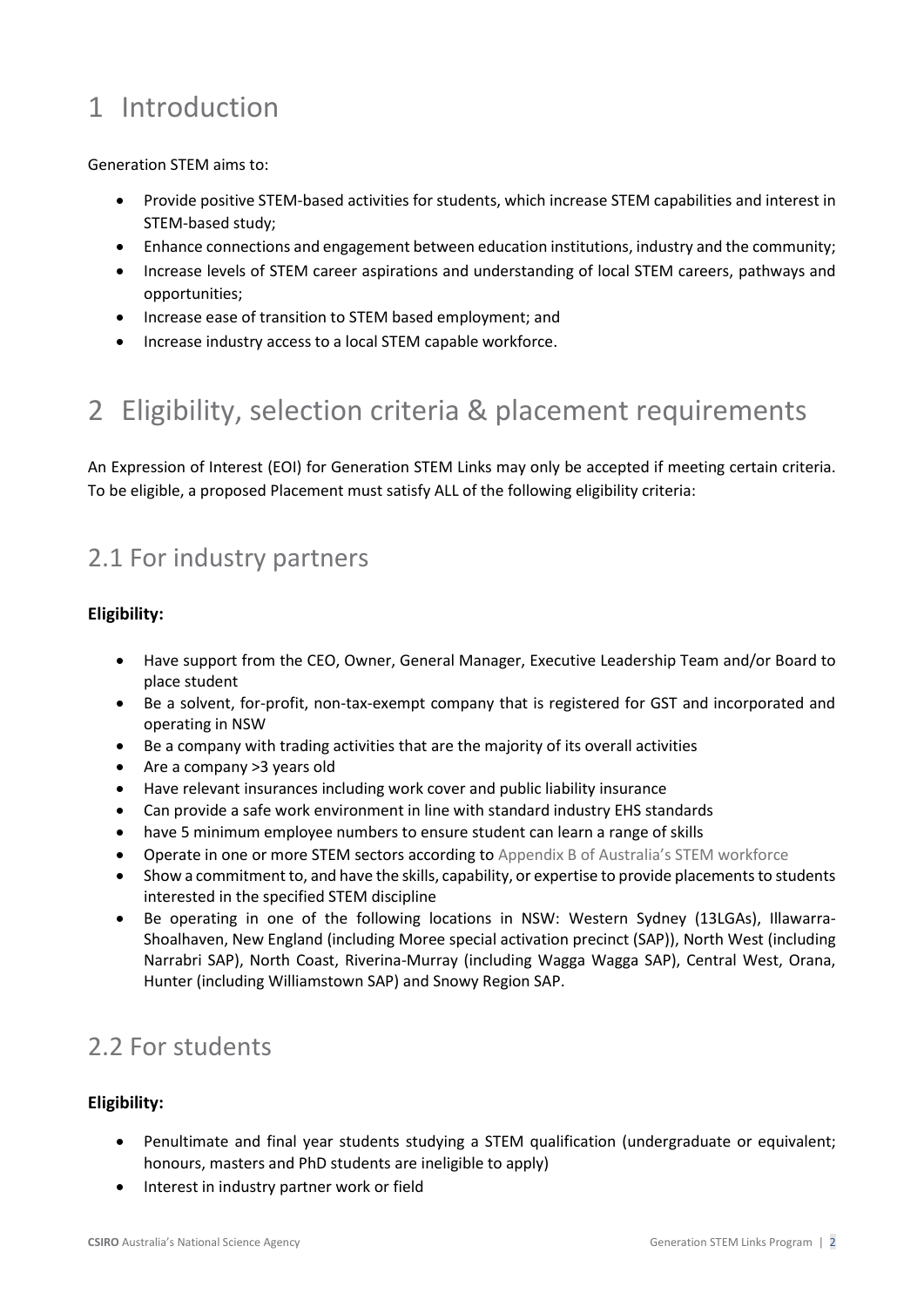# 1 Introduction

Generation STEM aims to:

- Provide positive STEM-based activities for students, which increase STEM capabilities and interest in STEM-based study;
- Enhance connections and engagement between education institutions, industry and the community;
- Increase levels of STEM career aspirations and understanding of local STEM careers, pathways and opportunities;
- Increase ease of transition to STEM based employment; and
- Increase industry access to a local STEM capable workforce.

# 2 Eligibility, selection criteria & placement requirements

An Expression of Interest (EOI) for Generation STEM Links may only be accepted if meeting certain criteria. To be eligible, a proposed Placement must satisfy ALL of the following eligibility criteria:

## 2.1 For industry partners

**Eligibility:**

- Have support from the CEO, Owner, General Manager, Executive Leadership Team and/or Board to place student
- Be a solvent, for-profit, non-tax-exempt company that is registered for GST and incorporated and operating in NSW
- Be a company with trading activities that are the majority of its overall activities
- Are a company >3 years old
- Have relevant insurances including work cover and public liability insurance
- Can provide a safe work environment in line with standard industry EHS standards
- have 5 minimum employee numbers to ensure student can learn a range of skills
- Operate in one or more STEM sectors according to Appendix B of Australia's STEM workforce
- Show a commitment to, and have the skills, capability, or expertise to provide placements to students interested in the specified STEM discipline
- Be operating in one of the following locations in NSW: Western Sydney (13LGAs), Illawarra-Shoalhaven, New England (including Moree special activation precinct (SAP)), North West (including Narrabri SAP), North Coast, Riverina-Murray (including Wagga Wagga SAP), Central West, Orana, Hunter (including Williamstown SAP) and Snowy Region SAP.

## 2.2 For students

**Eligibility:**

- Penultimate and final year students studying a STEM qualification (undergraduate or equivalent; honours, masters and PhD students are ineligible to apply)
- Interest in industry partner work or field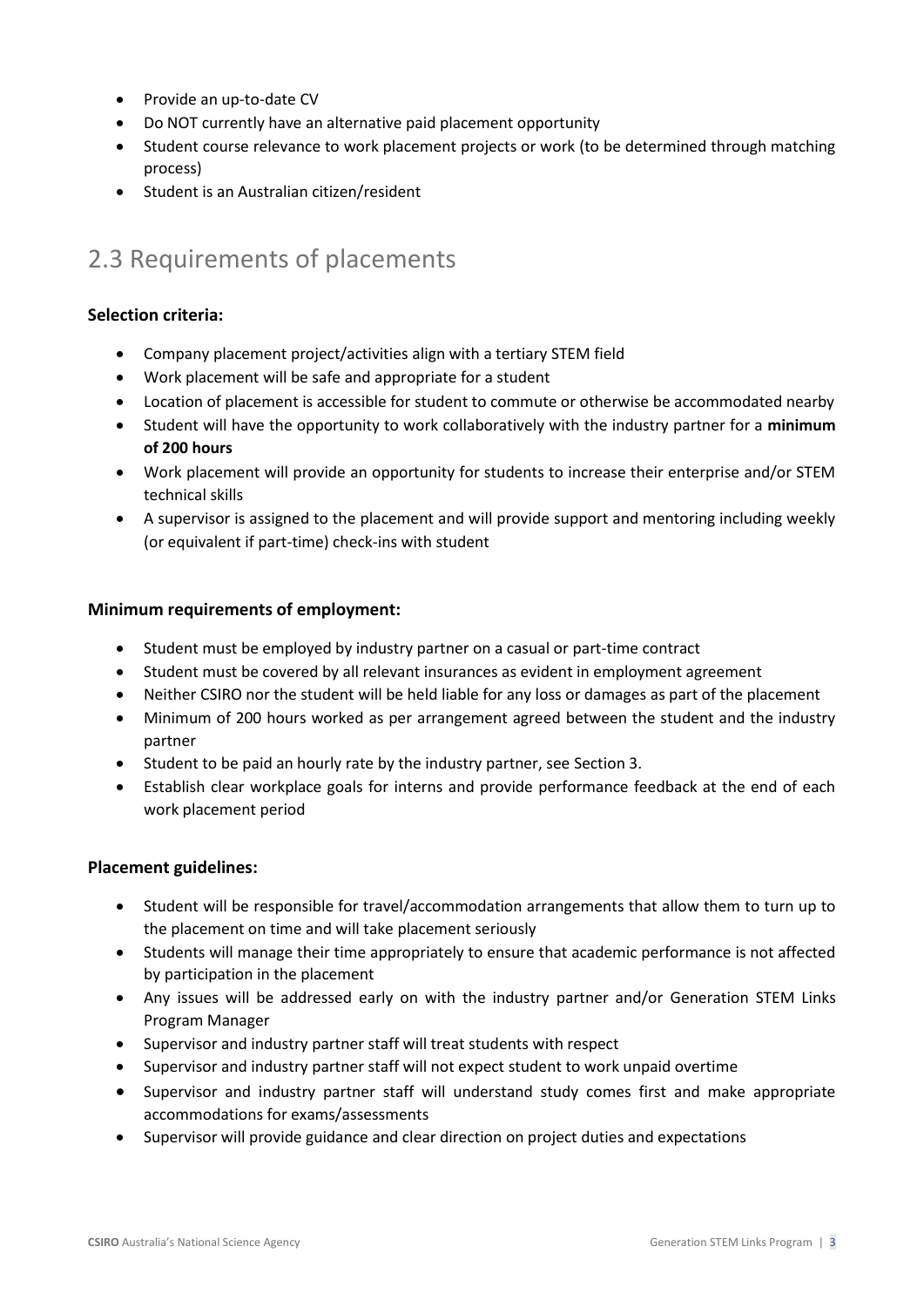- Provide an up-to-date CV
- Do NOT currently have an alternative paid placement opportunity
- Student course relevance to work placement projects or work (to be determined through matching process)
- Student is an Australian citizen/resident

## 2.3 Requirements of placements

### Selection criteria:

- Company placement project/activities align with a tertiary STEM field
- Work placement will be safe and appropriate for a student
- Location of placement is accessible for student to commute or otherwise be accommodated nearby
- Student will have the opportunity to work collaboratively with the industry partner for a **minimum of 200 hours**
- Work placement will provide an opportunity for students to increase their enterprise and/or STEM technical skills
- A supervisor is assigned to the placement and will provide support and mentoring including weekly (or equivalent if part-time) check-ins with student

### Minimum requirements of employment:

- Student must be employed by industry partner on a casual or part-time contract
- Student must be covered by all relevant insurances as evident in employment agreement
- Neither CSIRO nor the student will be held liable for any loss or damages as part of the placement
- Minimum of 200 hours worked as per arrangement agreed between the student and the industry partner
- Student to be paid an hourly rate by the industry partner, see Section 3.
- Establish clear workplace goals for interns and provide performance feedback at the end of each work placement period

### Placement guidelines:

- Student will be responsible for travel/accommodation arrangements that allow them to turn up to the placement on time and will take placement seriously
- Students will manage their time appropriately to ensure that academic performance is not affected by participation in the placement
- Any issues will be addressed early on with the industry partner and/or Generation STEM Links Program Manager
- Supervisor and industry partner staff will treat students with respect
- Supervisor and industry partner staff will not expect student to work unpaid overtime
- Supervisor and industry partner staff will understand study comes first and make appropriate accommodations for exams/assessments
- Supervisor will provide guidance and clear direction on project duties and expectations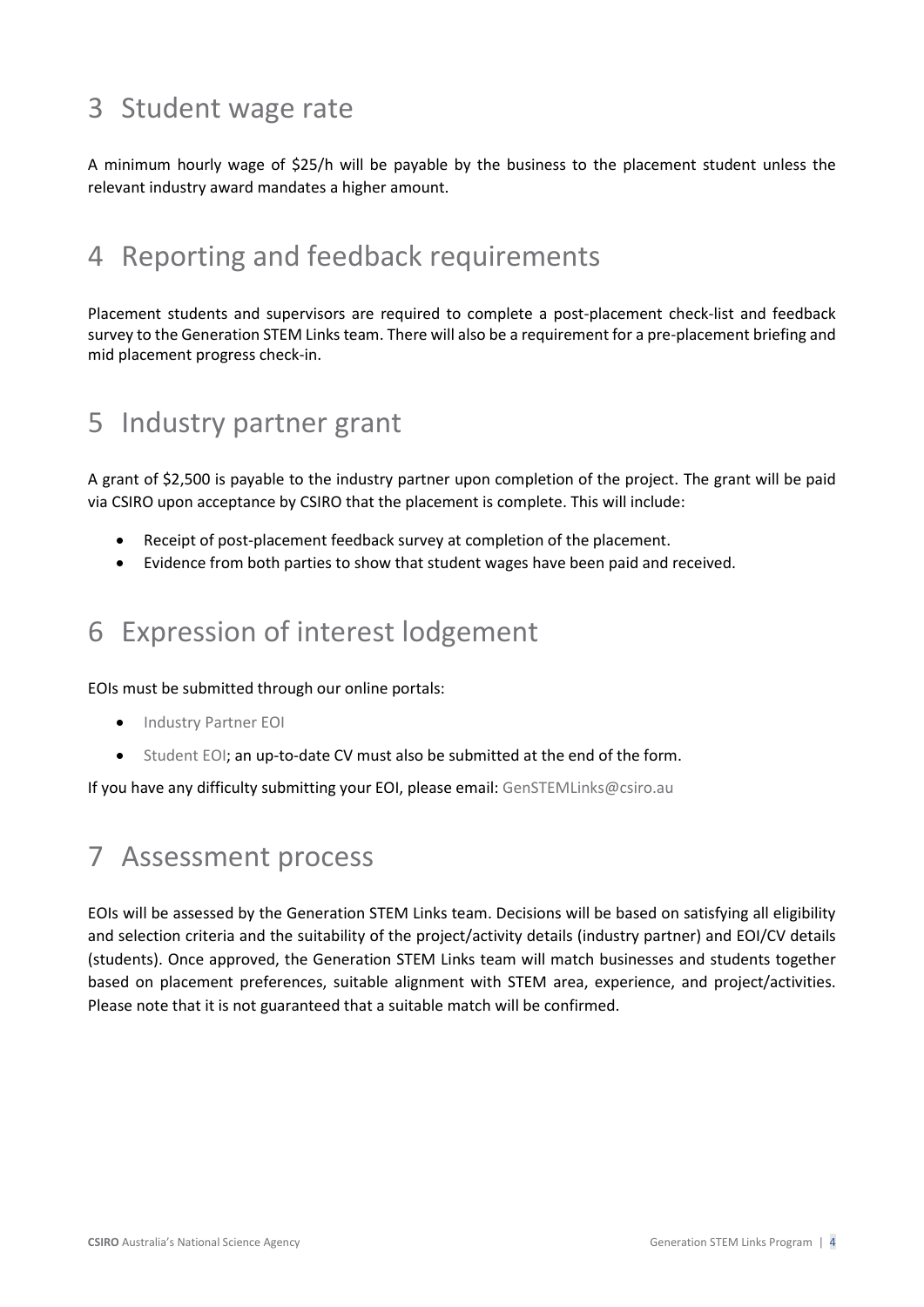# 3 Student wage rate

A minimum hourly wage of $25/h will be payable by the business to the placement student unless the relevant industry award mandates a higher amount.

# 4 Reporting and feedback requirements

Placement students and supervisors are required to complete a post-placement check-list and feedback survey to the Generation STEM Links team. There will also be a requirement for a pre-placement briefing and mid placement progress check-in.

# 5 Industry partner grant

A grant of $2,500 is payable to the industry partner upon completion of the project. The grant will be paid via CSIRO upon acceptance by CSIRO that the placement is complete. This will include:

- Receipt of post-placement feedback survey at completion of the placement.
- Evidence from both parties to show that student wages have been paid and received.

# 6 Expression of interest lodgement

EOIs must be submitted through our online portals:

- Industry Partner EOI
- Student EOI; an up-to-date CV must also be submitted at the end of the form.

If you have any difficulty submitting your EOI, please email: GenSTEMLinks@csiro.au

# 7 Assessment process

EOIs will be assessed by the Generation STEM Links team. Decisions will be based on satisfying all eligibility and selection criteria and the suitability of the project/activity details (industry partner) and EOI/CV details (students). Once approved, the Generation STEM Links team will match businesses and students together based on placement preferences, suitable alignment with STEM area, experience, and project/activities. Please note that it is not guaranteed that a suitable match will be confirmed.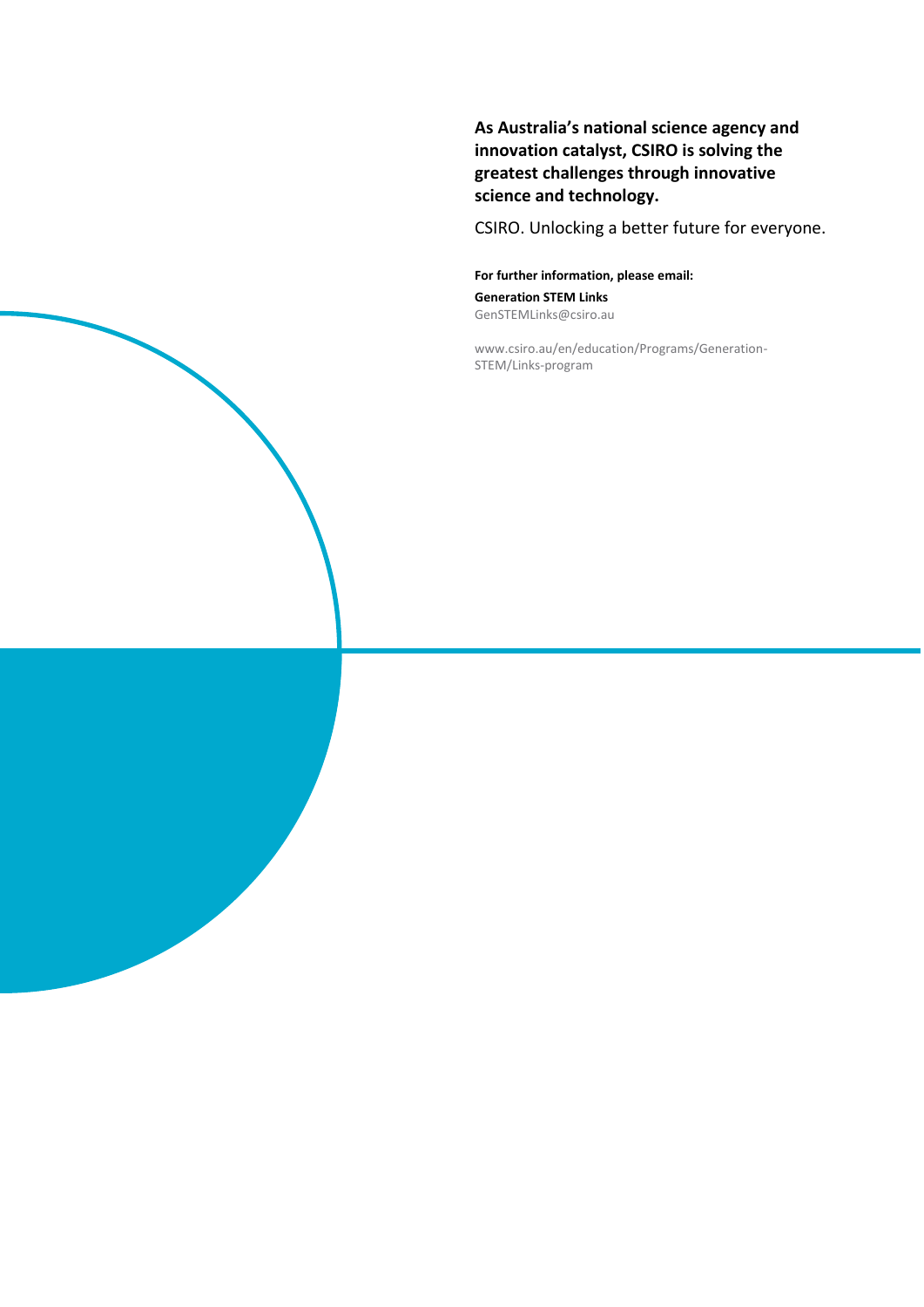**As Australia's national science agency and innovation catalyst, CSIRO is solving the greatest challenges through innovative science and technology.**

CSIRO. Unlocking a better future for everyone.

**For further information, please email:**

**Generation STEM Links**
GenSTEMLinks@csiro.au

www.csiro.au/en/education/Programs/Generation-STEM/Links-program